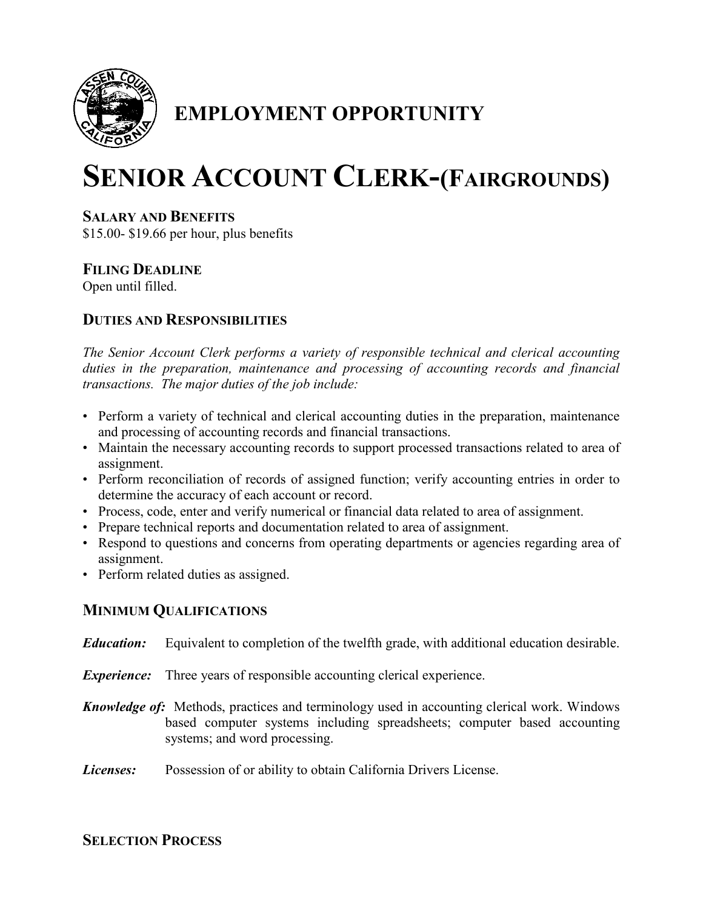# EMPLOYMENT OPPORTUNITY

# SENIOR ACCOUNT CLERK-(FAIRGROUNDS)

### SALARY AND BENEFITS

$15.00- $19.66 per hour, plus benefits

### FILING DEADLINE

Open until filled.

### DUTIES AND RESPONSIBILITIES

*The Senior Account Clerk performs a variety of responsible technical and clerical accounting duties in the preparation, maintenance and processing of accounting records and financial transactions. The major duties of the job include:*

- Perform a variety of technical and clerical accounting duties in the preparation, maintenance and processing of accounting records and financial transactions.
- Maintain the necessary accounting records to support processed transactions related to area of assignment.
- Perform reconciliation of records of assigned function; verify accounting entries in order to determine the accuracy of each account or record.
- Process, code, enter and verify numerical or financial data related to area of assignment.
- Prepare technical reports and documentation related to area of assignment.
- Respond to questions and concerns from operating departments or agencies regarding area of assignment.
- Perform related duties as assigned.

### MINIMUM QUALIFICATIONS

***Education:*** Equivalent to completion of the twelfth grade, with additional education desirable.

***Experience:*** Three years of responsible accounting clerical experience.

***Knowledge of:*** Methods, practices and terminology used in accounting clerical work. Windows based computer systems including spreadsheets; computer based accounting systems; and word processing.

***Licenses:*** Possession of or ability to obtain California Drivers License.

### SELECTION PROCESS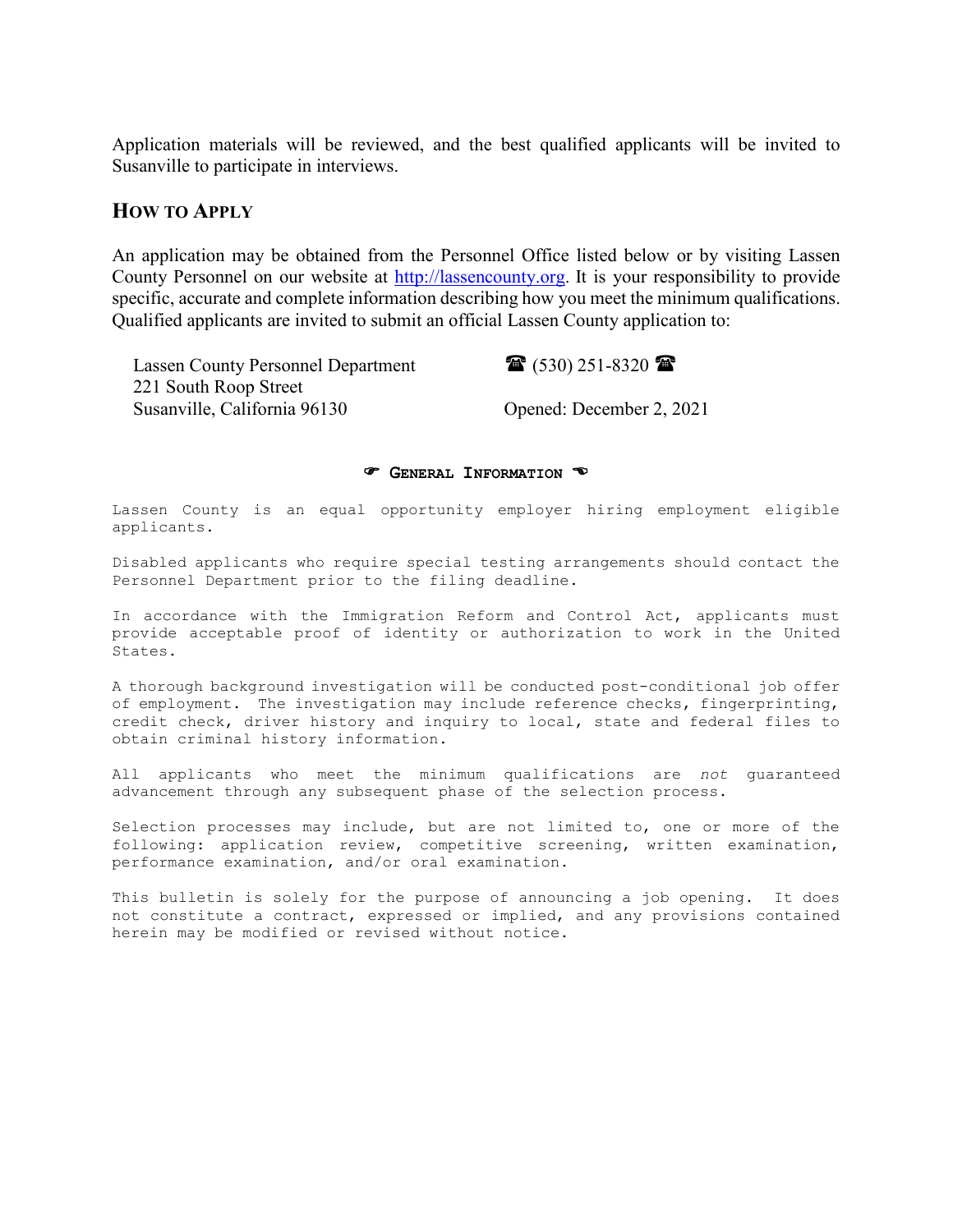Application materials will be reviewed, and the best qualified applicants will be invited to Susanville to participate in interviews.

## HOW TO APPLY

An application may be obtained from the Personnel Office listed below or by visiting Lassen County Personnel on our website at http://lassencounty.org. It is your responsibility to provide specific, accurate and complete information describing how you meet the minimum qualifications. Qualified applicants are invited to submit an official Lassen County application to:

Lassen County Personnel Department
221 South Roop Street
Susanville, California 96130

☎ (530) 251-8320 ☎

Opened: December 2, 2021

### ☛ GENERAL INFORMATION ☚

Lassen County is an equal opportunity employer hiring employment eligible applicants.

Disabled applicants who require special testing arrangements should contact the Personnel Department prior to the filing deadline.

In accordance with the Immigration Reform and Control Act, applicants must provide acceptable proof of identity or authorization to work in the United States.

A thorough background investigation will be conducted post-conditional job offer of employment. The investigation may include reference checks, fingerprinting, credit check, driver history and inquiry to local, state and federal files to obtain criminal history information.

All applicants who meet the minimum qualifications are *not* guaranteed advancement through any subsequent phase of the selection process.

Selection processes may include, but are not limited to, one or more of the following: application review, competitive screening, written examination, performance examination, and/or oral examination.

This bulletin is solely for the purpose of announcing a job opening. It does not constitute a contract, expressed or implied, and any provisions contained herein may be modified or revised without notice.